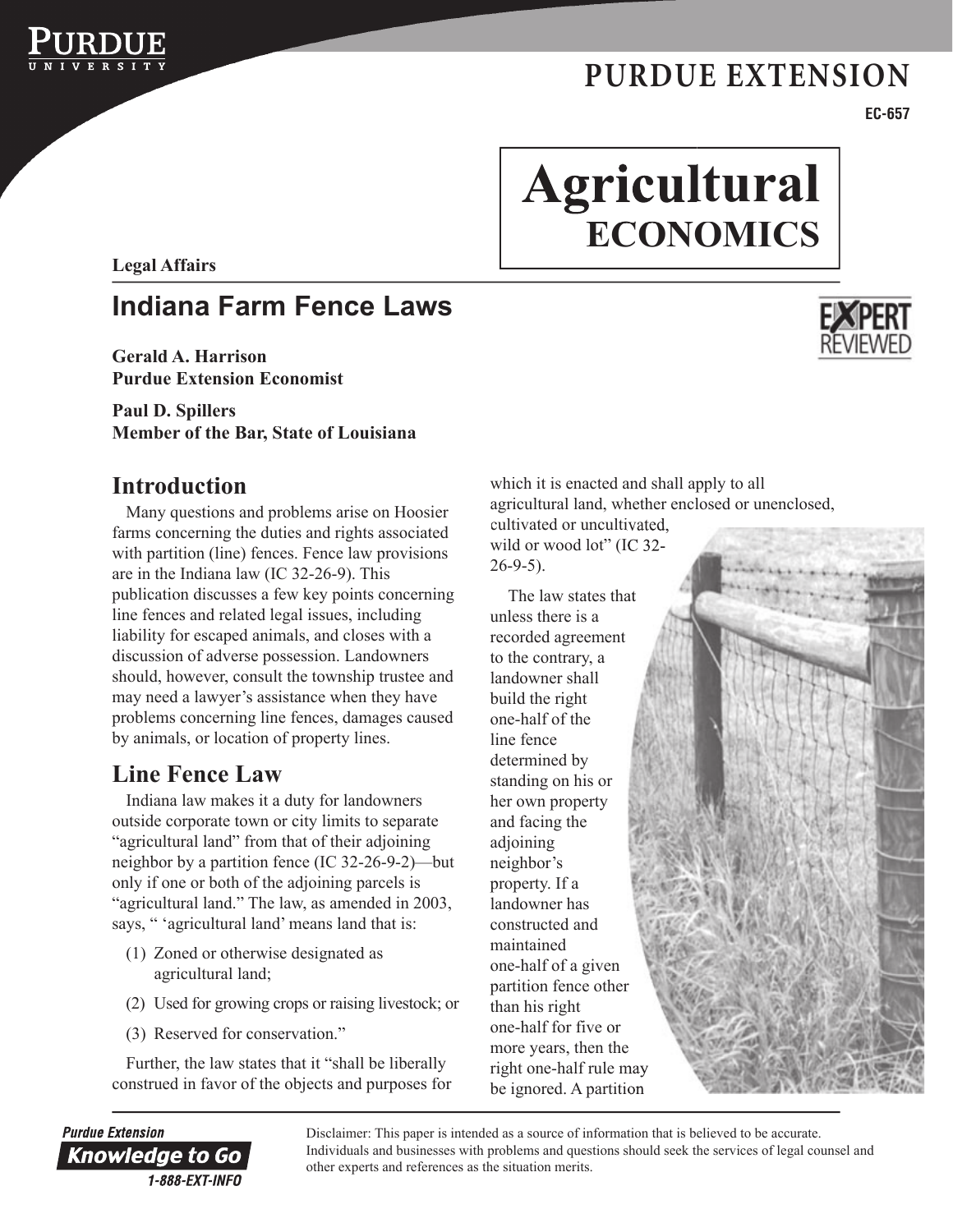PURDUE EXTENSION

EC-657

# Agricultural ECONOMICS

**Legal Affairs**

## Indiana Farm Fence Laws

**Gerald A. Harrison**
**Purdue Extension Economist**

**Paul D. Spillers**
**Member of the Bar, State of Louisiana**

## Introduction

Many questions and problems arise on Hoosier farms concerning the duties and rights associated with partition (line) fences. Fence law provisions are in the Indiana law (IC 32-26-9). This publication discusses a few key points concerning line fences and related legal issues, including liability for escaped animals, and closes with a discussion of adverse possession. Landowners should, however, consult the township trustee and may need a lawyer's assistance when they have problems concerning line fences, damages caused by animals, or location of property lines.

## Line Fence Law

Indiana law makes it a duty for landowners outside corporate town or city limits to separate "agricultural land" from that of their adjoining neighbor by a partition fence (IC 32-26-9-2)—but only if one or both of the adjoining parcels is "agricultural land." The law, as amended in 2003, says, " 'agricultural land' means land that is:

(1) Zoned or otherwise designated as agricultural land;

(2) Used for growing crops or raising livestock; or

(3) Reserved for conservation."

Further, the law states that it "shall be liberally construed in favor of the objects and purposes for which it is enacted and shall apply to all agricultural land, whether enclosed or unenclosed, cultivated or uncultivated, wild or wood lot" (IC 32-26-9-5).

The law states that unless there is a recorded agreement to the contrary, a landowner shall build the right one-half of the line fence determined by standing on his or her own property and facing the adjoining neighbor's property. If a landowner has constructed and maintained one-half of a given partition fence other than his right one-half for five or more years, then the right one-half rule may be ignored. A partition

Disclaimer: This paper is intended as a source of information that is believed to be accurate. Individuals and businesses with problems and questions should seek the services of legal counsel and other experts and references as the situation merits.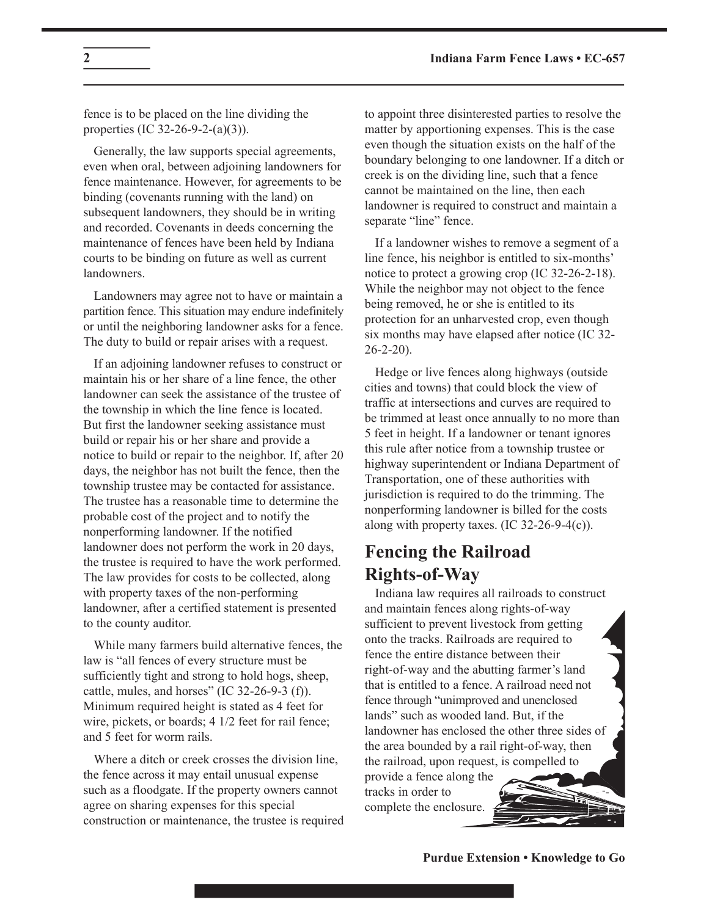fence is to be placed on the line dividing the properties (IC 32-26-9-2-(a)(3)).

Generally, the law supports special agreements, even when oral, between adjoining landowners for fence maintenance. However, for agreements to be binding (covenants running with the land) on subsequent landowners, they should be in writing and recorded. Covenants in deeds concerning the maintenance of fences have been held by Indiana courts to be binding on future as well as current landowners.

Landowners may agree not to have or maintain a partition fence. This situation may endure indefinitely or until the neighboring landowner asks for a fence. The duty to build or repair arises with a request.

If an adjoining landowner refuses to construct or maintain his or her share of a line fence, the other landowner can seek the assistance of the trustee of the township in which the line fence is located. But first the landowner seeking assistance must build or repair his or her share and provide a notice to build or repair to the neighbor. If, after 20 days, the neighbor has not built the fence, then the township trustee may be contacted for assistance. The trustee has a reasonable time to determine the probable cost of the project and to notify the nonperforming landowner. If the notified landowner does not perform the work in 20 days, the trustee is required to have the work performed. The law provides for costs to be collected, along with property taxes of the non-performing landowner, after a certified statement is presented to the county auditor.

While many farmers build alternative fences, the law is "all fences of every structure must be sufficiently tight and strong to hold hogs, sheep, cattle, mules, and horses" (IC 32-26-9-3 (f)). Minimum required height is stated as 4 feet for wire, pickets, or boards; 4 1/2 feet for rail fence; and 5 feet for worm rails.

Where a ditch or creek crosses the division line, the fence across it may entail unusual expense such as a floodgate. If the property owners cannot agree on sharing expenses for this special construction or maintenance, the trustee is required to appoint three disinterested parties to resolve the matter by apportioning expenses. This is the case even though the situation exists on the half of the boundary belonging to one landowner. If a ditch or creek is on the dividing line, such that a fence cannot be maintained on the line, then each landowner is required to construct and maintain a separate "line" fence.

If a landowner wishes to remove a segment of a line fence, his neighbor is entitled to six-months' notice to protect a growing crop (IC 32-26-2-18). While the neighbor may not object to the fence being removed, he or she is entitled to its protection for an unharvested crop, even though six months may have elapsed after notice (IC 32-26-2-20).

Hedge or live fences along highways (outside cities and towns) that could block the view of traffic at intersections and curves are required to be trimmed at least once annually to no more than 5 feet in height. If a landowner or tenant ignores this rule after notice from a township trustee or highway superintendent or Indiana Department of Transportation, one of these authorities with jurisdiction is required to do the trimming. The nonperforming landowner is billed for the costs along with property taxes. (IC 32-26-9-4(c)).

## Fencing the Railroad Rights-of-Way

Indiana law requires all railroads to construct and maintain fences along rights-of-way sufficient to prevent livestock from getting onto the tracks. Railroads are required to fence the entire distance between their right-of-way and the abutting farmer's land that is entitled to a fence. A railroad need not fence through "unimproved and unenclosed lands" such as wooded land. But, if the landowner has enclosed the other three sides of the area bounded by a rail right-of-way, then the railroad, upon request, is compelled to provide a fence along the tracks in order to complete the enclosure.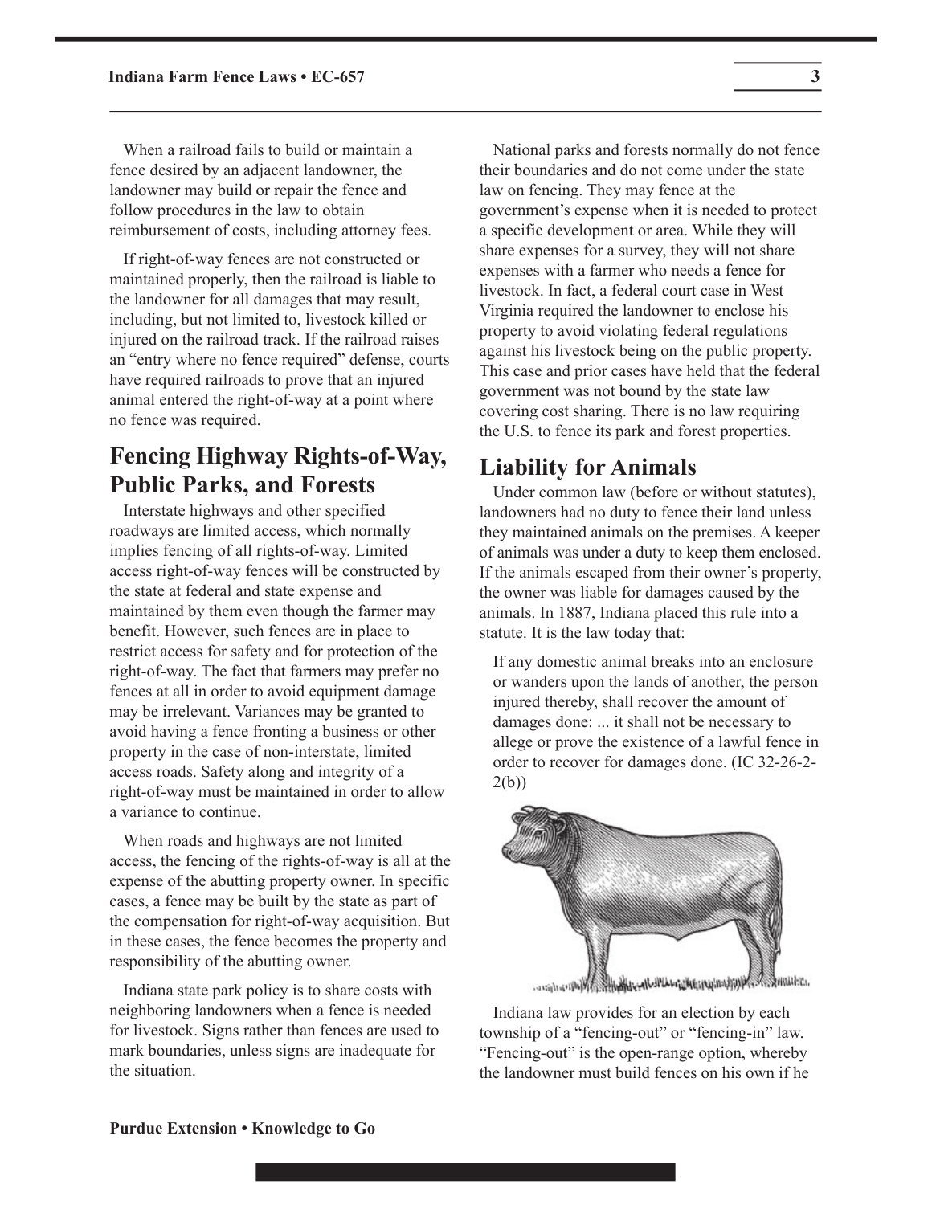When a railroad fails to build or maintain a fence desired by an adjacent landowner, the landowner may build or repair the fence and follow procedures in the law to obtain reimbursement of costs, including attorney fees.

If right-of-way fences are not constructed or maintained properly, then the railroad is liable to the landowner for all damages that may result, including, but not limited to, livestock killed or injured on the railroad track. If the railroad raises an "entry where no fence required" defense, courts have required railroads to prove that an injured animal entered the right-of-way at a point where no fence was required.

## Fencing Highway Rights-of-Way, Public Parks, and Forests

Interstate highways and other specified roadways are limited access, which normally implies fencing of all rights-of-way. Limited access right-of-way fences will be constructed by the state at federal and state expense and maintained by them even though the farmer may benefit. However, such fences are in place to restrict access for safety and for protection of the right-of-way. The fact that farmers may prefer no fences at all in order to avoid equipment damage may be irrelevant. Variances may be granted to avoid having a fence fronting a business or other property in the case of non-interstate, limited access roads. Safety along and integrity of a right-of-way must be maintained in order to allow a variance to continue.

When roads and highways are not limited access, the fencing of the rights-of-way is all at the expense of the abutting property owner. In specific cases, a fence may be built by the state as part of the compensation for right-of-way acquisition. But in these cases, the fence becomes the property and responsibility of the abutting owner.

Indiana state park policy is to share costs with neighboring landowners when a fence is needed for livestock. Signs rather than fences are used to mark boundaries, unless signs are inadequate for the situation.

National parks and forests normally do not fence their boundaries and do not come under the state law on fencing. They may fence at the government's expense when it is needed to protect a specific development or area. While they will share expenses for a survey, they will not share expenses with a farmer who needs a fence for livestock. In fact, a federal court case in West Virginia required the landowner to enclose his property to avoid violating federal regulations against his livestock being on the public property. This case and prior cases have held that the federal government was not bound by the state law covering cost sharing. There is no law requiring the U.S. to fence its park and forest properties.

## Liability for Animals

Under common law (before or without statutes), landowners had no duty to fence their land unless they maintained animals on the premises. A keeper of animals was under a duty to keep them enclosed. If the animals escaped from their owner's property, the owner was liable for damages caused by the animals. In 1887, Indiana placed this rule into a statute. It is the law today that:

> If any domestic animal breaks into an enclosure or wanders upon the lands of another, the person injured thereby, shall recover the amount of damages done: ... it shall not be necessary to allege or prove the existence of a lawful fence in order to recover for damages done. (IC 32-26-2-2(b))

Indiana law provides for an election by each township of a "fencing-out" or "fencing-in" law. "Fencing-out" is the open-range option, whereby the landowner must build fences on his own if he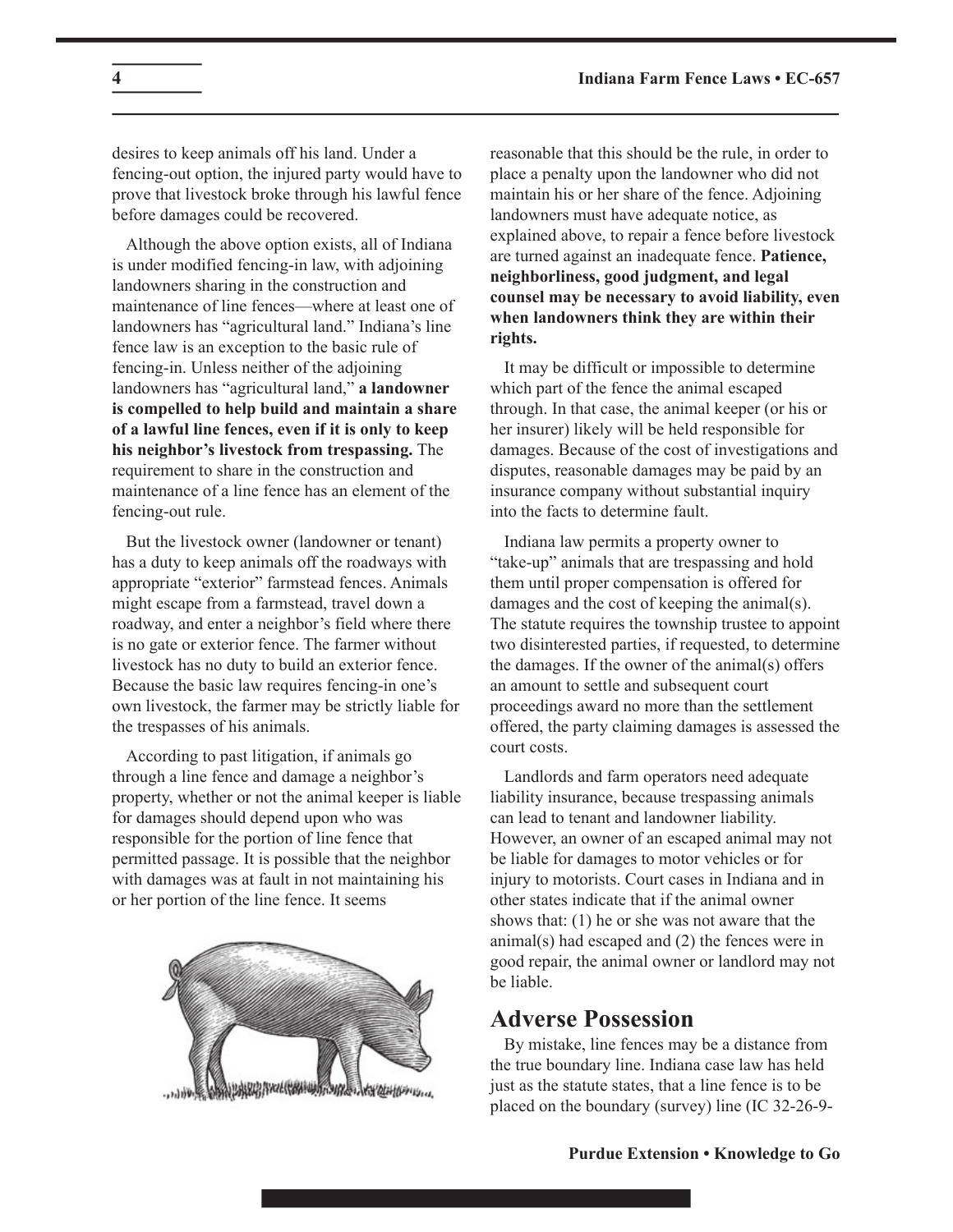desires to keep animals off his land. Under a fencing-out option, the injured party would have to prove that livestock broke through his lawful fence before damages could be recovered.

Although the above option exists, all of Indiana is under modified fencing-in law, with adjoining landowners sharing in the construction and maintenance of line fences—where at least one of landowners has "agricultural land." Indiana's line fence law is an exception to the basic rule of fencing-in. Unless neither of the adjoining landowners has "agricultural land," **a landowner is compelled to help build and maintain a share of a lawful line fences, even if it is only to keep his neighbor's livestock from trespassing.** The requirement to share in the construction and maintenance of a line fence has an element of the fencing-out rule.

But the livestock owner (landowner or tenant) has a duty to keep animals off the roadways with appropriate "exterior" farmstead fences. Animals might escape from a farmstead, travel down a roadway, and enter a neighbor's field where there is no gate or exterior fence. The farmer without livestock has no duty to build an exterior fence. Because the basic law requires fencing-in one's own livestock, the farmer may be strictly liable for the trespasses of his animals.

According to past litigation, if animals go through a line fence and damage a neighbor's property, whether or not the animal keeper is liable for damages should depend upon who was responsible for the portion of line fence that permitted passage. It is possible that the neighbor with damages was at fault in not maintaining his or her portion of the line fence. It seems reasonable that this should be the rule, in order to place a penalty upon the landowner who did not maintain his or her share of the fence. Adjoining landowners must have adequate notice, as explained above, to repair a fence before livestock are turned against an inadequate fence. **Patience, neighborliness, good judgment, and legal counsel may be necessary to avoid liability, even when landowners think they are within their rights.**

It may be difficult or impossible to determine which part of the fence the animal escaped through. In that case, the animal keeper (or his or her insurer) likely will be held responsible for damages. Because of the cost of investigations and disputes, reasonable damages may be paid by an insurance company without substantial inquiry into the facts to determine fault.

Indiana law permits a property owner to "take-up" animals that are trespassing and hold them until proper compensation is offered for damages and the cost of keeping the animal(s). The statute requires the township trustee to appoint two disinterested parties, if requested, to determine the damages. If the owner of the animal(s) offers an amount to settle and subsequent court proceedings award no more than the settlement offered, the party claiming damages is assessed the court costs.

Landlords and farm operators need adequate liability insurance, because trespassing animals can lead to tenant and landowner liability. However, an owner of an escaped animal may not be liable for damages to motor vehicles or for injury to motorists. Court cases in Indiana and in other states indicate that if the animal owner shows that: (1) he or she was not aware that the animal(s) had escaped and (2) the fences were in good repair, the animal owner or landlord may not be liable.

## Adverse Possession

By mistake, line fences may be a distance from the true boundary line. Indiana case law has held just as the statute states, that a line fence is to be placed on the boundary (survey) line (IC 32-26-9-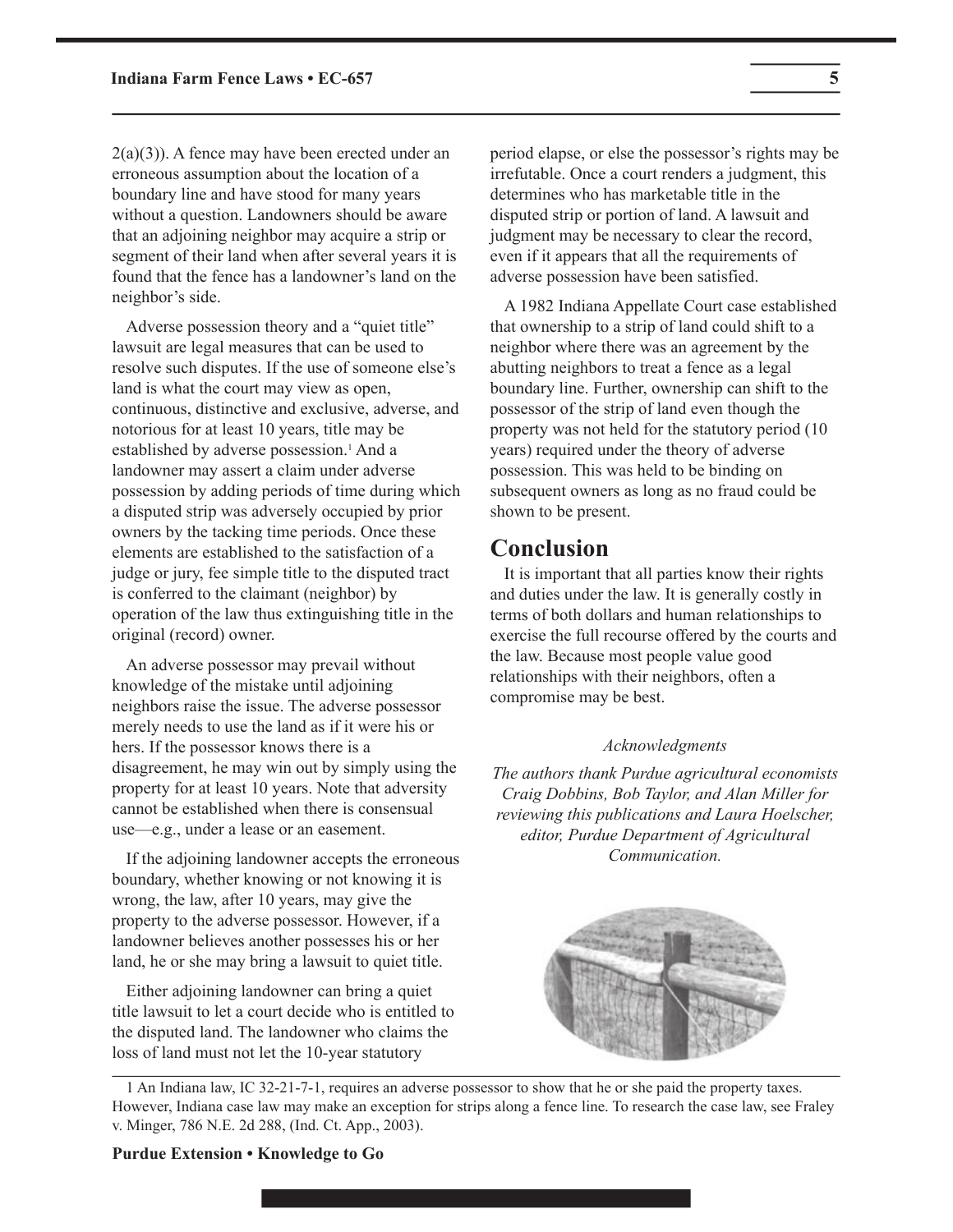2(a)(3)). A fence may have been erected under an erroneous assumption about the location of a boundary line and have stood for many years without a question. Landowners should be aware that an adjoining neighbor may acquire a strip or segment of their land when after several years it is found that the fence has a landowner's land on the neighbor's side.

Adverse possession theory and a "quiet title" lawsuit are legal measures that can be used to resolve such disputes. If the use of someone else's land is what the court may view as open, continuous, distinctive and exclusive, adverse, and notorious for at least 10 years, title may be established by adverse possession.[1] And a landowner may assert a claim under adverse possession by adding periods of time during which a disputed strip was adversely occupied by prior owners by the tacking time periods. Once these elements are established to the satisfaction of a judge or jury, fee simple title to the disputed tract is conferred to the claimant (neighbor) by operation of the law thus extinguishing title in the original (record) owner.

An adverse possessor may prevail without knowledge of the mistake until adjoining neighbors raise the issue. The adverse possessor merely needs to use the land as if it were his or hers. If the possessor knows there is a disagreement, he may win out by simply using the property for at least 10 years. Note that adversity cannot be established when there is consensual use—e.g., under a lease or an easement.

If the adjoining landowner accepts the erroneous boundary, whether knowing or not knowing it is wrong, the law, after 10 years, may give the property to the adverse possessor. However, if a landowner believes another possesses his or her land, he or she may bring a lawsuit to quiet title.

Either adjoining landowner can bring a quiet title lawsuit to let a court decide who is entitled to the disputed land. The landowner who claims the loss of land must not let the 10-year statutory period elapse, or else the possessor's rights may be irrefutable. Once a court renders a judgment, this determines who has marketable title in the disputed strip or portion of land. A lawsuit and judgment may be necessary to clear the record, even if it appears that all the requirements of adverse possession have been satisfied.

A 1982 Indiana Appellate Court case established that ownership to a strip of land could shift to a neighbor where there was an agreement by the abutting neighbors to treat a fence as a legal boundary line. Further, ownership can shift to the possessor of the strip of land even though the property was not held for the statutory period (10 years) required under the theory of adverse possession. This was held to be binding on subsequent owners as long as no fraud could be shown to be present.

## Conclusion

It is important that all parties know their rights and duties under the law. It is generally costly in terms of both dollars and human relationships to exercise the full recourse offered by the courts and the law. Because most people value good relationships with their neighbors, often a compromise may be best.

*Acknowledgments*

*The authors thank Purdue agricultural economists Craig Dobbins, Bob Taylor, and Alan Miller for reviewing this publications and Laura Hoelscher, editor, Purdue Department of Agricultural Communication.*

1 An Indiana law, IC 32-21-7-1, requires an adverse possessor to show that he or she paid the property taxes. However, Indiana case law may make an exception for strips along a fence line. To research the case law, see Fraley v. Minger, 786 N.E. 2d 288, (Ind. Ct. App., 2003).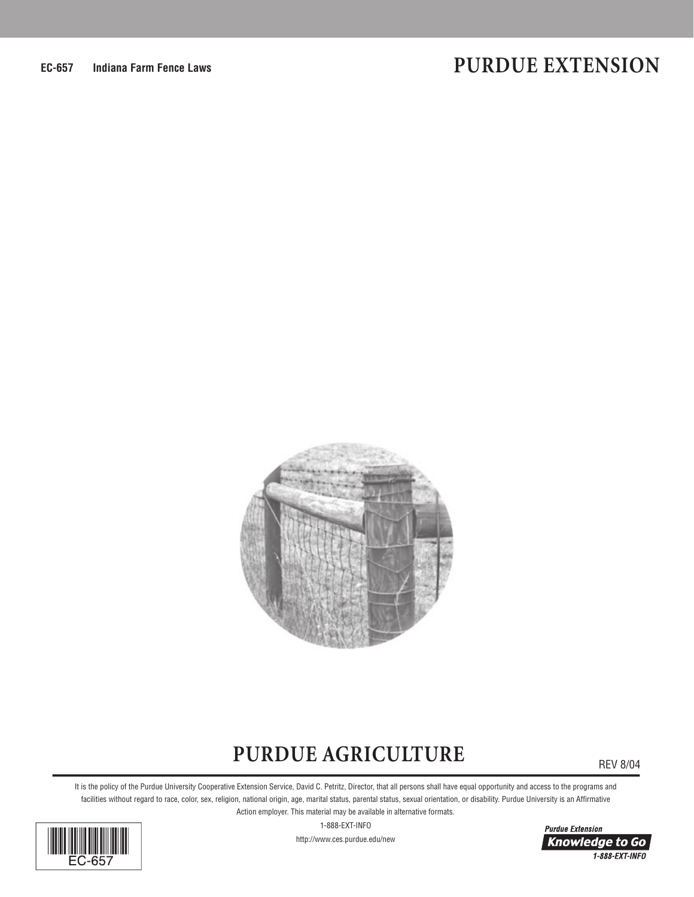PURDUE AGRICULTURE

REV 8/04

It is the policy of the Purdue University Cooperative Extension Service, David C. Petritz, Director, that all persons shall have equal opportunity and access to the programs and facilities without regard to race, color, sex, religion, national origin, age, marital status, parental status, sexual orientation, or disability. Purdue University is an Affirmative Action employer. This material may be available in alternative formats.

1-888-EXT-INFO

http://www.ces.purdue.edu/new

EC-657

Purdue Extension
Knowledge to Go
1-888-EXT-INFO